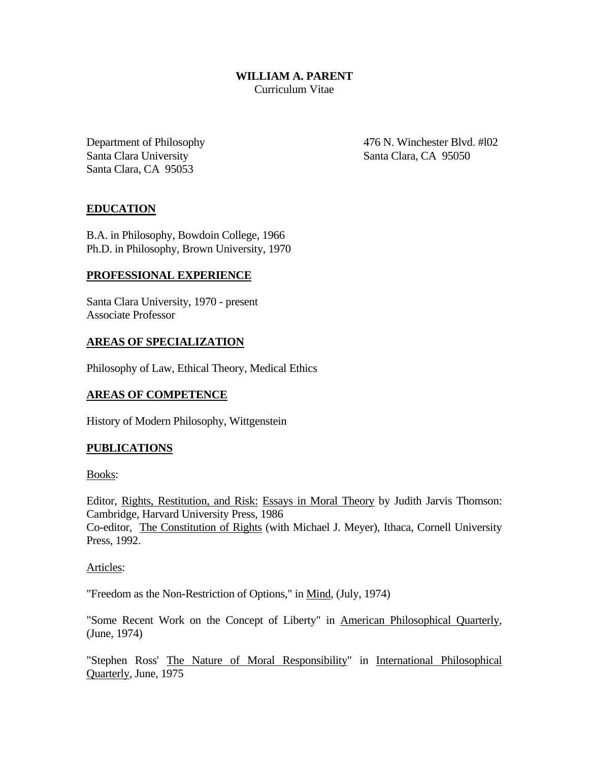# WILLIAM A. PARENT

Curriculum Vitae

Department of Philosophy
Santa Clara University
Santa Clara, CA 95053

476 N. Winchester Blvd. #l02
Santa Clara, CA 95050

## EDUCATION

B.A. in Philosophy, Bowdoin College, 1966
Ph.D. in Philosophy, Brown University, 1970

## PROFESSIONAL EXPERIENCE

Santa Clara University, 1970 - present
Associate Professor

## AREAS OF SPECIALIZATION

Philosophy of Law, Ethical Theory, Medical Ethics

## AREAS OF COMPETENCE

History of Modern Philosophy, Wittgenstein

## PUBLICATIONS

Books:

Editor, Rights, Restitution, and Risk: Essays in Moral Theory by Judith Jarvis Thomson: Cambridge, Harvard University Press, 1986
Co-editor, The Constitution of Rights (with Michael J. Meyer), Ithaca, Cornell University Press, 1992.

Articles:

"Freedom as the Non-Restriction of Options," in Mind, (July, 1974)

"Some Recent Work on the Concept of Liberty" in American Philosophical Quarterly, (June, 1974)

"Stephen Ross' The Nature of Moral Responsibility" in International Philosophical Quarterly, June, 1975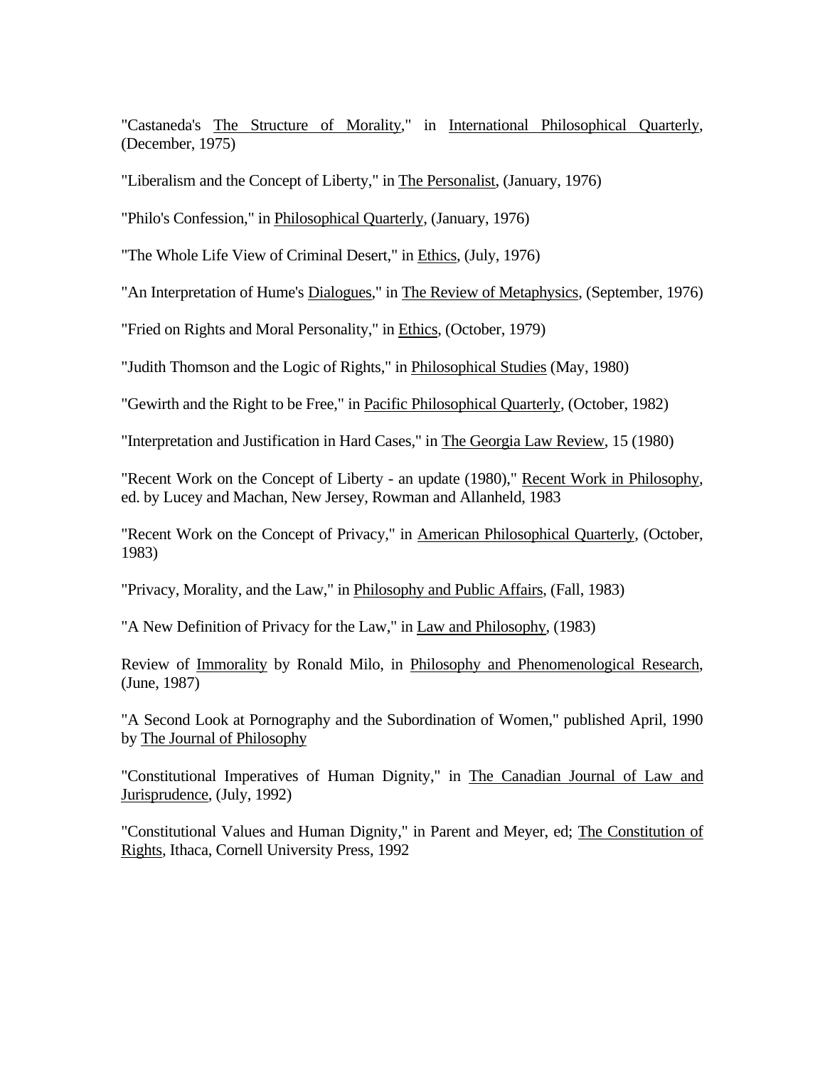"Castaneda's The Structure of Morality," in International Philosophical Quarterly, (December, 1975)

"Liberalism and the Concept of Liberty," in The Personalist, (January, 1976)

"Philo's Confession," in Philosophical Quarterly, (January, 1976)

"The Whole Life View of Criminal Desert," in Ethics, (July, 1976)

"An Interpretation of Hume's Dialogues," in The Review of Metaphysics, (September, 1976)

"Fried on Rights and Moral Personality," in Ethics, (October, 1979)

"Judith Thomson and the Logic of Rights," in Philosophical Studies (May, 1980)

"Gewirth and the Right to be Free," in Pacific Philosophical Quarterly, (October, 1982)

"Interpretation and Justification in Hard Cases," in The Georgia Law Review, 15 (1980)

"Recent Work on the Concept of Liberty - an update (1980)," Recent Work in Philosophy, ed. by Lucey and Machan, New Jersey, Rowman and Allanheld, 1983

"Recent Work on the Concept of Privacy," in American Philosophical Quarterly, (October, 1983)

"Privacy, Morality, and the Law," in Philosophy and Public Affairs, (Fall, 1983)

"A New Definition of Privacy for the Law," in Law and Philosophy, (1983)

Review of Immorality by Ronald Milo, in Philosophy and Phenomenological Research, (June, 1987)

"A Second Look at Pornography and the Subordination of Women," published April, 1990 by The Journal of Philosophy

"Constitutional Imperatives of Human Dignity," in The Canadian Journal of Law and Jurisprudence, (July, 1992)

"Constitutional Values and Human Dignity," in Parent and Meyer, ed; The Constitution of Rights, Ithaca, Cornell University Press, 1992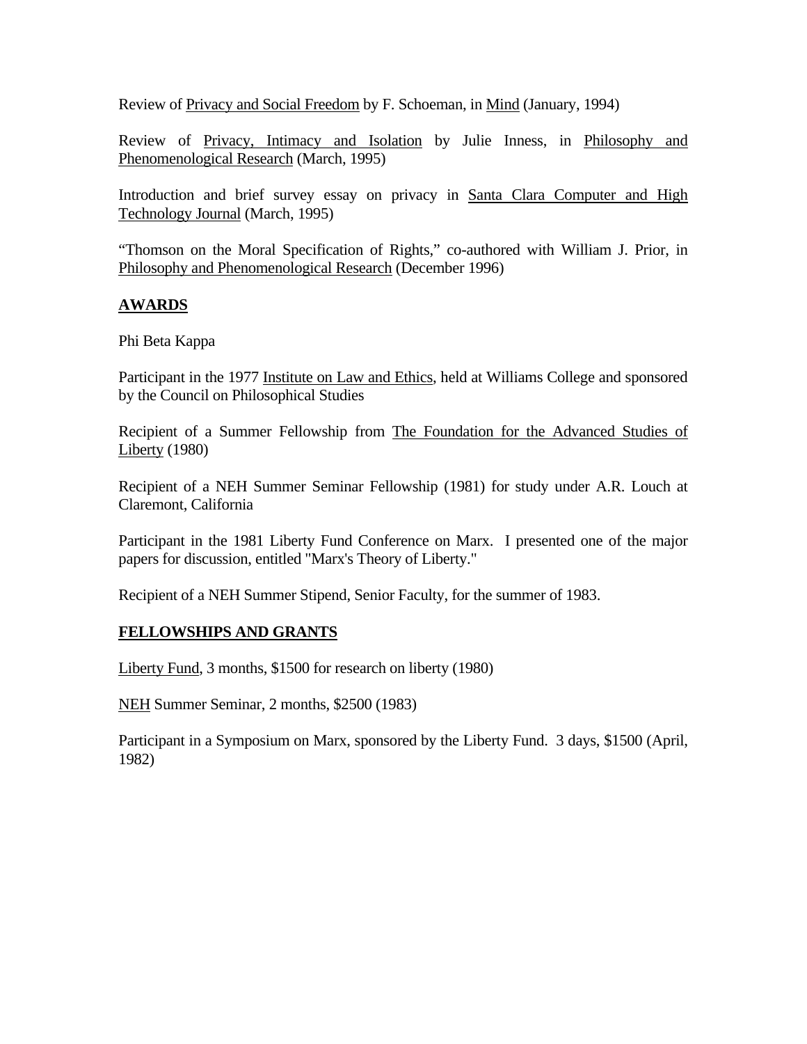Review of Privacy and Social Freedom by F. Schoeman, in Mind (January, 1994)

Review of Privacy, Intimacy and Isolation by Julie Inness, in Philosophy and Phenomenological Research (March, 1995)

Introduction and brief survey essay on privacy in Santa Clara Computer and High Technology Journal (March, 1995)

"Thomson on the Moral Specification of Rights," co-authored with William J. Prior, in Philosophy and Phenomenological Research (December 1996)

## AWARDS

Phi Beta Kappa

Participant in the 1977 Institute on Law and Ethics, held at Williams College and sponsored by the Council on Philosophical Studies

Recipient of a Summer Fellowship from The Foundation for the Advanced Studies of Liberty (1980)

Recipient of a NEH Summer Seminar Fellowship (1981) for study under A.R. Louch at Claremont, California

Participant in the 1981 Liberty Fund Conference on Marx. I presented one of the major papers for discussion, entitled "Marx's Theory of Liberty."

Recipient of a NEH Summer Stipend, Senior Faculty, for the summer of 1983.

## FELLOWSHIPS AND GRANTS

Liberty Fund, 3 months, $1500 for research on liberty (1980)

NEH Summer Seminar, 2 months, $2500 (1983)

Participant in a Symposium on Marx, sponsored by the Liberty Fund. 3 days, $1500 (April, 1982)